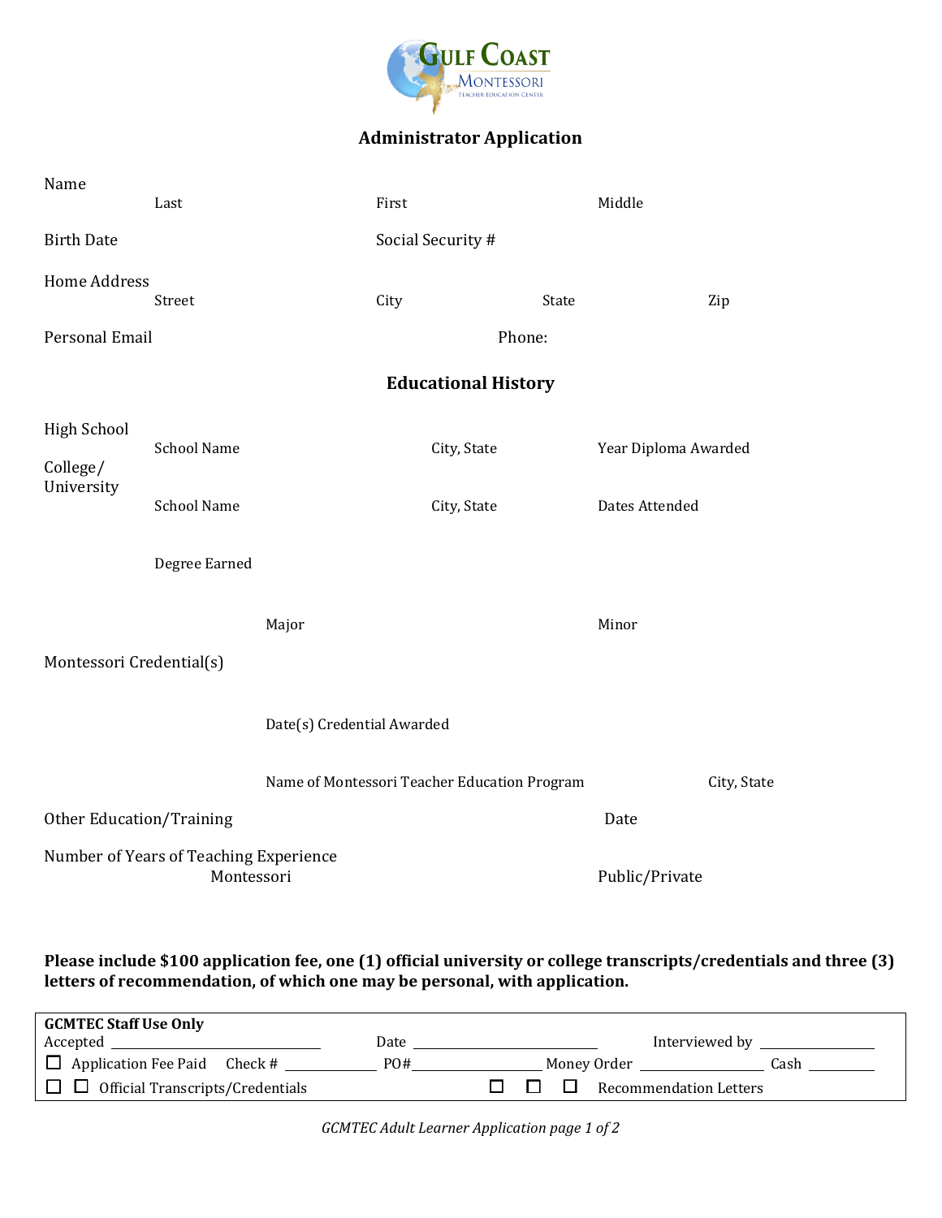Gulf Coast Montessori Teacher Education Center

## Administrator Application

Name
Last First Middle

Birth Date Social Security #

Home Address
Street City State Zip

Personal Email Phone:

## Educational History

High School
School Name City, State Year Diploma Awarded

College/ University
School Name City, State Dates Attended

Degree Earned

Major Minor

Montessori Credential(s)

Date(s) Credential Awarded

Name of Montessori Teacher Education Program City, State

Other Education/Training Date

Number of Years of Teaching Experience
Montessori Public/Private

**Please include $100 application fee, one (1) official university or college transcripts/credentials and three (3) letters of recommendation, of which one may be personal, with application.**

**GCMTEC Staff Use Only**

Accepted ____________________ Date ____________________ Interviewed by ____________

☐ Application Fee Paid Check # __________ PO#______________ Money Order ____________ Cash _______

☐ ☐ Official Transcripts/Credentials ☐ ☐ ☐ Recommendation Letters

*GCMTEC Adult Learner Application page 1 of 2*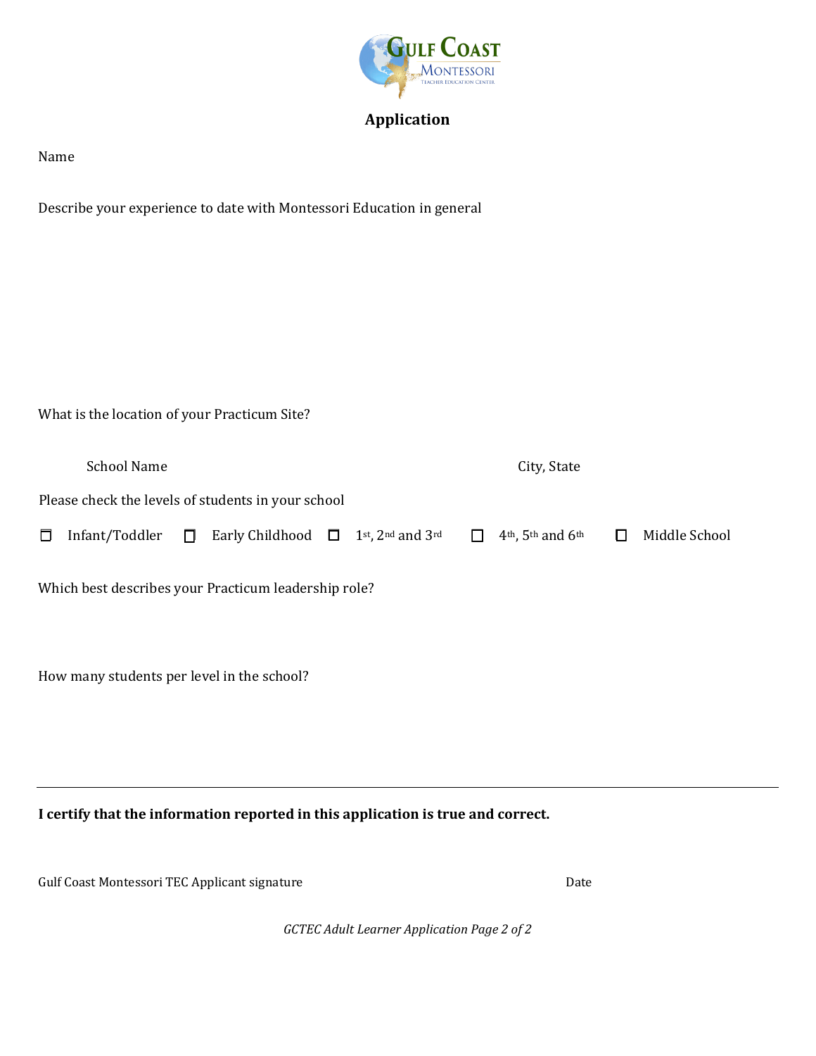## Application

Name

Describe your experience to date with Montessori Education in general

What is the location of your Practicum Site?

School Name                                        City, State

Please check the levels of students in your school

☐ Infant/Toddler ☐ Early Childhood ☐ 1st, 2nd and 3rd ☐ 4th, 5th and 6th ☐ Middle School

Which best describes your Practicum leadership role?

How many students per level in the school?

---

**I certify that the information reported in this application is true and correct.**

Gulf Coast Montessori TEC Applicant signature                                        Date

*GCTEC Adult Learner Application Page 2 of 2*